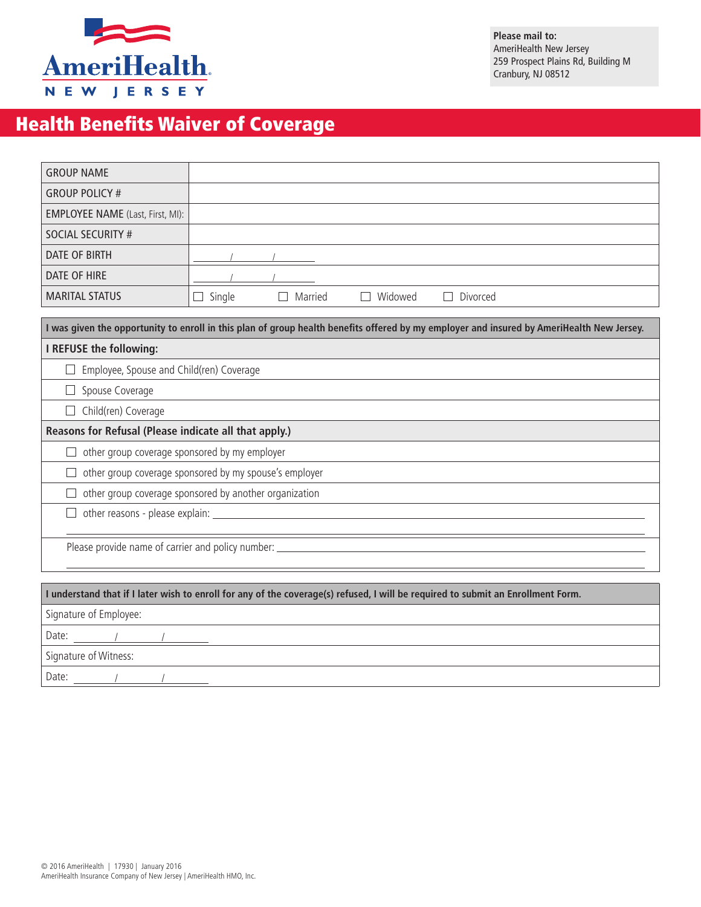AmeriHealth NEW JERSEY

**Please mail to:**
AmeriHealth New Jersey
259 Prospect Plains Rd, Building M
Cranbury, NJ 08512

# Health Benefits Waiver of Coverage

| GROUP NAME | |
|---|---|
| GROUP POLICY # | |
| EMPLOYEE NAME (Last, First, MI): | |
| SOCIAL SECURITY # | |
| DATE OF BIRTH | ______ / ______ / ______ |
| DATE OF HIRE | ______ / ______ / ______ |
| MARITAL STATUS | ☐ Single ☐ Married ☐ Widowed ☐ Divorced |

**I was given the opportunity to enroll in this plan of group health benefits offered by my employer and insured by AmeriHealth New Jersey.**

**I REFUSE the following:**

- ☐ Employee, Spouse and Child(ren) Coverage
- ☐ Spouse Coverage
- ☐ Child(ren) Coverage

**Reasons for Refusal (Please indicate all that apply.)**

- ☐ other group coverage sponsored by my employer
- ☐ other group coverage sponsored by my spouse's employer
- ☐ other group coverage sponsored by another organization
- ☐ other reasons - please explain: ______________________________________________

Please provide name of carrier and policy number: ______________________________________________

**I understand that if I later wish to enroll for any of the coverage(s) refused, I will be required to submit an Enrollment Form.**

Signature of Employee:

Date: ______ / ______ / ______

Signature of Witness:

Date: ______ / ______ / ______

© 2016 AmeriHealth | 17930 | January 2016
AmeriHealth Insurance Company of New Jersey | AmeriHealth HMO, Inc.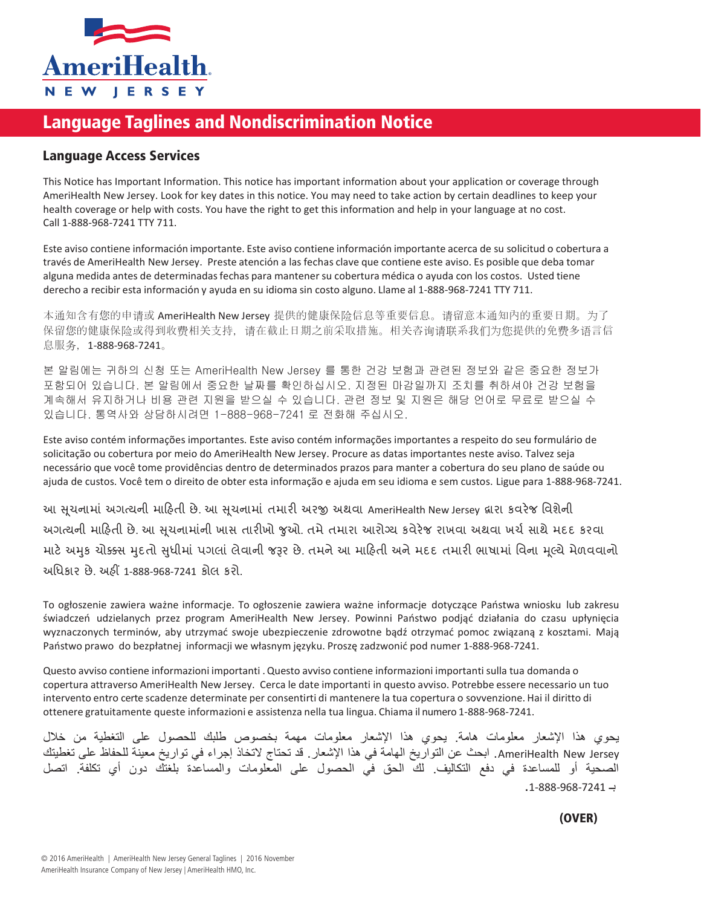AmeriHealth NEW JERSEY

# Language Taglines and Nondiscrimination Notice

## Language Access Services

This Notice has Important Information. This notice has important information about your application or coverage through AmeriHealth New Jersey. Look for key dates in this notice. You may need to take action by certain deadlines to keep your health coverage or help with costs. You have the right to get this information and help in your language at no cost. Call 1-888-968-7241 TTY 711.

Este aviso contiene información importante. Este aviso contiene información importante acerca de su solicitud o cobertura a través de AmeriHealth New Jersey. Preste atención a las fechas clave que contiene este aviso. Es posible que deba tomar alguna medida antes de determinadas fechas para mantener su cobertura médica o ayuda con los costos. Usted tiene derecho a recibir esta información y ayuda en su idioma sin costo alguno. Llame al 1-888-968-7241 TTY 711.

本通知含有您的申请或 AmeriHealth New Jersey 提供的健康保险信息等重要信息。请留意本通知内的重要日期。为了保留您的健康保险或得到收费相关支持，请在截止日期之前采取措施。相关咨询请联系我们为您提供的免费多语言信息服务，1-888-968-7241。

본 알림에는 귀하의 신청 또는 AmeriHealth New Jersey 를 통한 건강 보험과 관련된 정보와 같은 중요한 정보가 포함되어 있습니다. 본 알림에서 중요한 날짜를 확인하십시오. 지정된 마감일까지 조치를 취하셔야 건강 보험을 계속해서 유지하거나 비용 관련 지원을 받으실 수 있습니다. 관련 정보 및 지원은 해당 언어로 무료로 받으실 수 있습니다. 통역사와 상담하시려면 1-888-968-7241 로 전화해 주십시오.

Este aviso contém informações importantes. Este aviso contém informações importantes a respeito do seu formulário de solicitação ou cobertura por meio do AmeriHealth New Jersey. Procure as datas importantes neste aviso. Talvez seja necessário que você tome providências dentro de determinados prazos para manter a cobertura do seu plano de saúde ou ajuda de custos. Você tem o direito de obter esta informação e ajuda em seu idioma e sem custos. Ligue para 1-888-968-7241.

આ સૂચનામાં અગત્યની માહિતી છે. આ સૂચનામાં તમારી અરજી અથવા AmeriHealth New Jersey દ્વારા કવરેજ વિશેની અગત્યની માહિતી છે. આ સૂચનામાંની ખાસ તારીખો જુઓ. તમે તમારા આરોગ્ય કવરેજ રાખવા અથવા ખર્ચ સાથે મદદ કરવા માટે અમુક ચોક્કસ મુદતો સુધીમાં પગલાં લેવાની જરૂર છે. તમને આ માહિતી અને મદદ તમારી ભાષામાં વિના મૂલ્યે મેળવવાનો અધિકાર છે. અહીં 1-888-968-7241 કૉલ કરો.

To ogłoszenie zawiera ważne informacje. To ogłoszenie zawiera ważne informacje dotyczące Państwa wniosku lub zakresu świadczeń udzielanych przez program AmeriHealth New Jersey. Powinni Państwo podjąć działania do czasu upłynięcia wyznaczonych terminów, aby utrzymać swoje ubezpieczenie zdrowotne bądź otrzymać pomoc związaną z kosztami. Mają Państwo prawo do bezpłatnej informacji we własnym języku. Proszę zadzwonić pod numer 1-888-968-7241.

Questo avviso contiene informazioni importanti . Questo avviso contiene informazioni importanti sulla tua domanda o copertura attraverso AmeriHealth New Jersey. Cerca le date importanti in questo avviso. Potrebbe essere necessario un tuo intervento entro certe scadenze determinate per consentirti di mantenere la tua copertura o sovvenzione. Hai il diritto di ottenere gratuitamente queste informazioni e assistenza nella tua lingua. Chiama il numero 1-888-968-7241.

يحوي هذا الإشعار معلومات هامة. يحوي هذا الإشعار معلومات مهمة بخصوص طلبك للحصول على التغطية من خلال AmeriHealth New Jersey. ابحث عن التواريخ الهامة في هذا الإشعار. قد تحتاج لاتخاذ إجراء في تواريخ معينة للحفاظ على تغطيتك الصحية أو للمساعدة في دفع التكاليف. لك الحق في الحصول على المعلومات والمساعدة بلغتك دون أي تكلفة. اتصل بـ 1-888-968-7241.

**(OVER)**

© 2016 AmeriHealth | AmeriHealth New Jersey General Taglines | 2016 November
AmeriHealth Insurance Company of New Jersey | AmeriHealth HMO, Inc.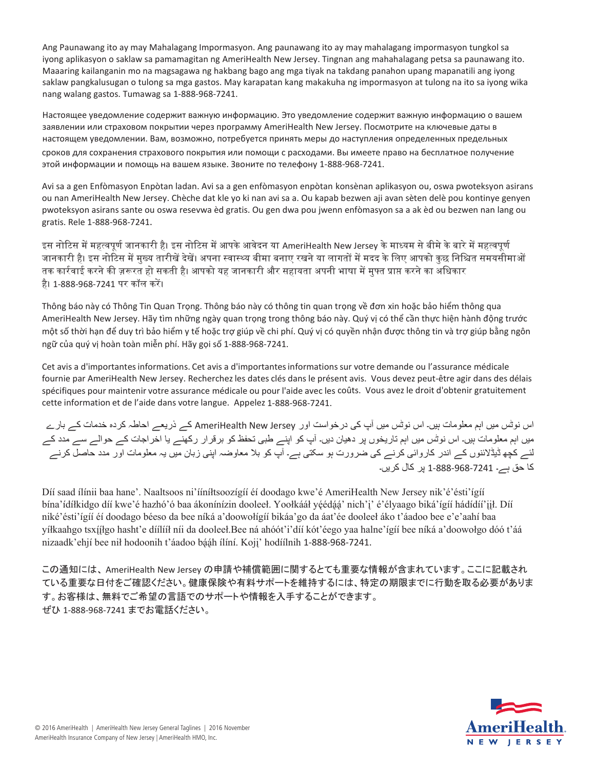Ang Paunawang ito ay may Mahalagang Impormasyon. Ang paunawang ito ay may mahalagang impormasyon tungkol sa iyong aplikasyon o saklaw sa pamamagitan ng AmeriHealth New Jersey. Tingnan ang mahahalagang petsa sa paunawang ito. Maaaring kailanganin mo na magsagawa ng hakbang bago ang mga tiyak na takdang panahon upang mapanatili ang iyong saklaw pangkalusugan o tulong sa mga gastos. May karapatan kang makakuha ng impormasyon at tulong na ito sa iyong wika nang walang gastos. Tumawag sa 1-888-968-7241.

Настоящее уведомление содержит важную информацию. Это уведомление содержит важную информацию о вашем заявлении или страховом покрытии через программу AmeriHealth New Jersey. Посмотрите на ключевые даты в настоящем уведомлении. Вам, возможно, потребуется принять меры до наступления определенных предельных сроков для сохранения страхового покрытия или помощи с расходами. Вы имеете право на бесплатное получение этой информации и помощь на вашем языке. Звоните по телефону 1-888-968-7241.

Avi sa a gen Enfòmasyon Enpòtan ladan. Avi sa a gen enfòmasyon enpòtan konsènan aplikasyon ou, oswa pwoteksyon asirans ou nan AmeriHealth New Jersey. Chèche dat kle yo ki nan avi sa a. Ou kapab bezwen aji avan sèten delè pou kontinye genyen pwoteksyon asirans sante ou oswa resevwa èd gratis. Ou gen dwa pou jwenn enfòmasyon sa a ak èd ou bezwen nan lang ou gratis. Rele 1-888-968-7241.

इस नोटिस में महत्वपूर्ण जानकारी है। इस नोटिस में आपके आवेदन या AmeriHealth New Jersey के माध्यम से बीमे के बारे में महत्वपूर्ण जानकारी है। इस नोटिस में मुख्य तारीखें देखें। अपना स्वास्थ्य बीमा बनाए रखने या लागतों में मदद के लिए आपको कुछ निश्चित समयसीमाओं तक कार्रवाई करने की ज़रूरत हो सकती है। आपको यह जानकारी और सहायता अपनी भाषा में मुफ्त प्राप्त करने का अधिकार है। 1-888-968-7241 पर कॉल करें।

Thông báo này có Thông Tin Quan Trọng. Thông báo này có thông tin quan trọng về đơn xin hoặc bảo hiểm thông qua AmeriHealth New Jersey. Hãy tìm những ngày quan trọng trong thông báo này. Quý vị có thể cần thực hiện hành động trước một số thời hạn để duy trì bảo hiểm y tế hoặc trợ giúp về chi phí. Quý vị có quyền nhận được thông tin và trợ giúp bằng ngôn ngữ của quý vị hoàn toàn miễn phí. Hãy gọi số 1-888-968-7241.

Cet avis a d'importantes informations. Cet avis a d'importantes informations sur votre demande ou l'assurance médicale fournie par AmeriHealth New Jersey. Recherchez les dates clés dans le présent avis. Vous devez peut-être agir dans des délais spécifiques pour maintenir votre assurance médicale ou pour l'aide avec les coûts. Vous avez le droit d'obtenir gratuitement cette information et de l'aide dans votre langue. Appelez 1-888-968-7241.

اس نوٹس میں اہم معلومات ہیں۔ اس نوٹس میں آپ کی درخواست اور AmeriHealth New Jersey کے ذریعے احاطہ کردہ خدمات کے بارے میں اہم معلومات ہیں۔ اس نوٹس میں اہم تاریخوں پر دھیان دیں۔ آپ کو اپنے طبی تحفظ کو برقرار رکھنے یا اخراجات کے حوالے سے مدد کے لئے کچھ ڈیڈلائنوں کے اندر کاروائی کرنے کی ضرورت ہو سکتی ہے۔ آپ کو بلا معاوضہ اپنی زبان میں یہ معلومات اور مدد حاصل کرنے کا حق ہے۔ 1-888-968-7241 پر کال کریں۔

Díí saad ílínii baa hane'. Naaltsoos ni'ííníłtsoozígíí éí doodago kwe'é AmeriHealth New Jersey nik'é'ésti'ígíí bína'ídíłkidgo díí kwe'é hazhó'ó baa ákonínízin dooleeł. Yoołkááł yę́édą́ą́' nich'į' é'élyaago biká'ígíí hádídíí'įįł. Díí niké'ésti'ígíí éí doodago béeso da bee níká a'doowołígíí bikáa'go da áat'ée dooleeł áko t'áadoo bee e'e'aahí baa yíłkaahgo tsxį́įłgo hasht'e dííłííł níi da dooleeł.Bee ná ahóót'i'díí kót'éego yaa halne'ígíí bee níká a'doowołgo dóó t'áá nizaadk'ehjí bee nił hodoonih t'áadoo bą́ąh ílíní. Kojį' hodíílnih 1-888-968-7241.

この通知には、AmeriHealth New Jersey の申請や補償範囲に関するとても重要な情報が含まれています。ここに記載されている重要な日付をご確認ください。健康保険や有料サポートを維持するには、特定の期限までに行動を取る必要があります。お客様は、無料でご希望の言語でのサポートや情報を入手することができます。
ぜひ 1-888-968-7241 までお電話ください。

© 2016 AmeriHealth | AmeriHealth New Jersey General Taglines | 2016 November
AmeriHealth Insurance Company of New Jersey | AmeriHealth HMO, Inc.

AmeriHealth NEW JERSEY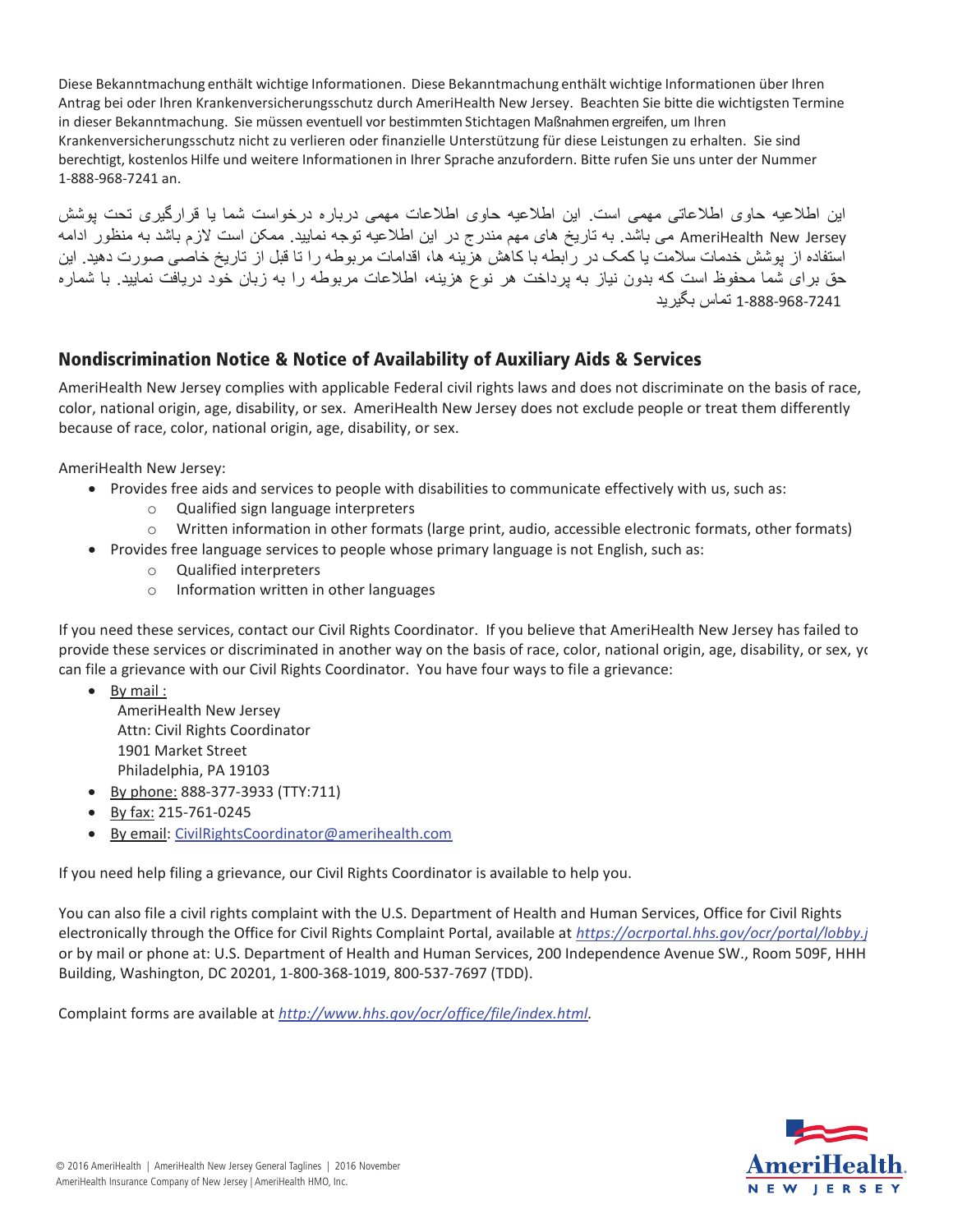Diese Bekanntmachung enthält wichtige Informationen. Diese Bekanntmachung enthält wichtige Informationen über Ihren Antrag bei oder Ihren Krankenversicherungsschutz durch AmeriHealth New Jersey. Beachten Sie bitte die wichtigsten Termine in dieser Bekanntmachung. Sie müssen eventuell vor bestimmten Stichtagen Maßnahmen ergreifen, um Ihren Krankenversicherungsschutz nicht zu verlieren oder finanzielle Unterstützung für diese Leistungen zu erhalten. Sie sind berechtigt, kostenlos Hilfe und weitere Informationen in Ihrer Sprache anzufordern. Bitte rufen Sie uns unter der Nummer 1-888-968-7241 an.

این اطلاعیه حاوی اطلاعاتی مهمی است. این اطلاعیه حاوی اطلاعات مهمی درباره درخواست شما یا قرارگیری تحت پوشش AmeriHealth New Jersey می باشد. به تاریخ های مهم مندرج در این اطلاعیه توجه نمایید. ممکن است لازم باشد به منظور ادامه استفاده از پوشش خدمات سلامت یا کمک در رابطه با کاهش هزینه ها، اقدامات مربوطه را تا قبل از تاریخ خاصی صورت دهید. این حق برای شما محفوظ است که بدون نیاز به پرداخت هر نوع هزینه، اطلاعات مربوطه را به زبان خود دریافت نمایید. با شماره 1-888-968-7241 تماس بگیرید

## Nondiscrimination Notice & Notice of Availability of Auxiliary Aids & Services

AmeriHealth New Jersey complies with applicable Federal civil rights laws and does not discriminate on the basis of race, color, national origin, age, disability, or sex. AmeriHealth New Jersey does not exclude people or treat them differently because of race, color, national origin, age, disability, or sex.

AmeriHealth New Jersey:

- Provides free aids and services to people with disabilities to communicate effectively with us, such as:
  - Qualified sign language interpreters
  - Written information in other formats (large print, audio, accessible electronic formats, other formats)
- Provides free language services to people whose primary language is not English, such as:
  - Qualified interpreters
  - Information written in other languages

If you need these services, contact our Civil Rights Coordinator. If you believe that AmeriHealth New Jersey has failed to provide these services or discriminated in another way on the basis of race, color, national origin, age, disability, or sex, you can file a grievance with our Civil Rights Coordinator. You have four ways to file a grievance:

- By mail :
  AmeriHealth New Jersey
  Attn: Civil Rights Coordinator
  1901 Market Street
  Philadelphia, PA 19103
- By phone: 888-377-3933 (TTY:711)
- By fax: 215-761-0245
- By email: CivilRightsCoordinator@amerihealth.com

If you need help filing a grievance, our Civil Rights Coordinator is available to help you.

You can also file a civil rights complaint with the U.S. Department of Health and Human Services, Office for Civil Rights electronically through the Office for Civil Rights Complaint Portal, available at *https://ocrportal.hhs.gov/ocr/portal/lobby.j* or by mail or phone at: U.S. Department of Health and Human Services, 200 Independence Avenue SW., Room 509F, HHH Building, Washington, DC 20201, 1-800-368-1019, 800-537-7697 (TDD).

Complaint forms are available at *http://www.hhs.gov/ocr/office/file/index.html*.

© 2016 AmeriHealth | AmeriHealth New Jersey General Taglines | 2016 November
AmeriHealth Insurance Company of New Jersey | AmeriHealth HMO, Inc.

AmeriHealth NEW JERSEY